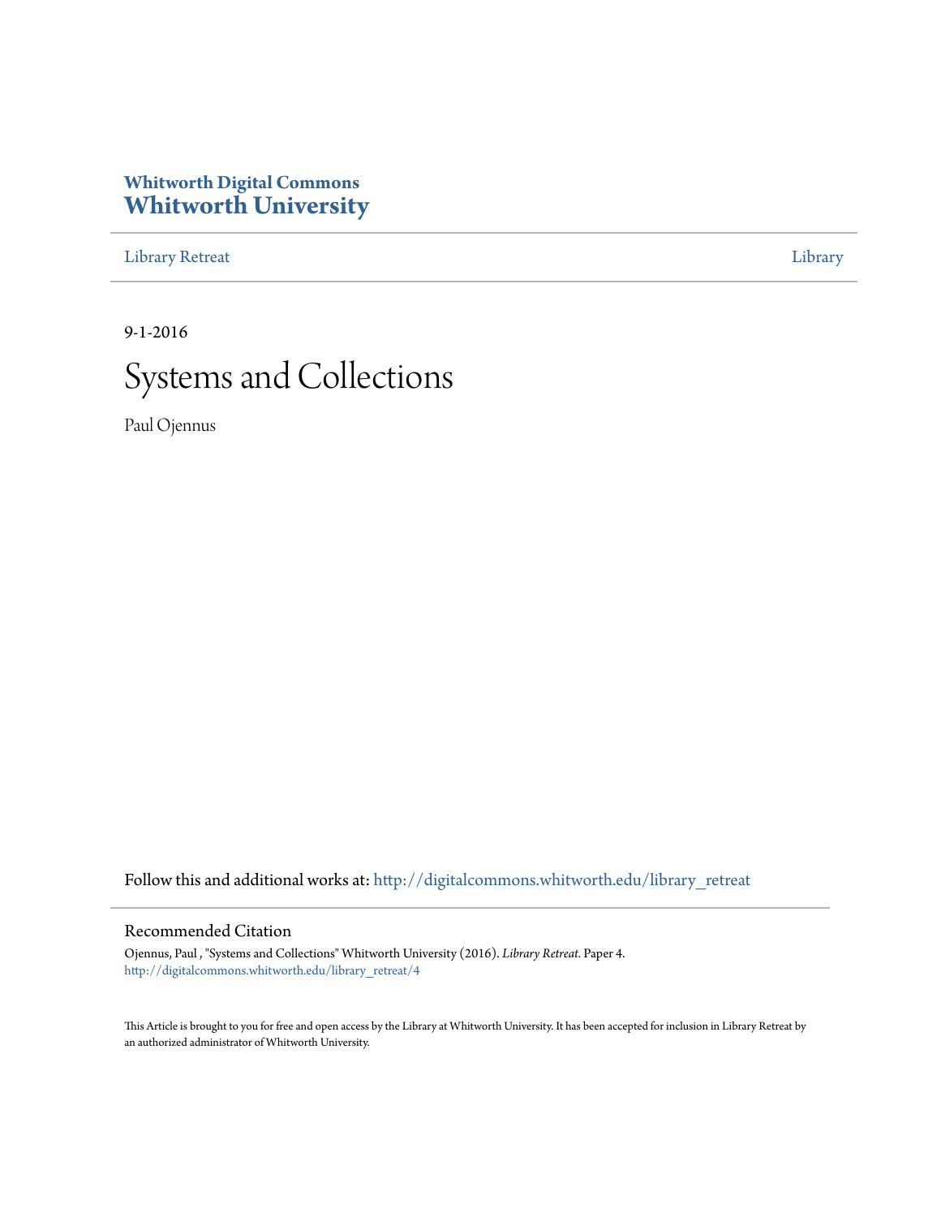**Whitworth Digital Commons**
**Whitworth University**

Library Retreat | Library

9-1-2016

# Systems and Collections

Paul Ojennus

Follow this and additional works at: http://digitalcommons.whitworth.edu/library_retreat

## Recommended Citation

Ojennus, Paul , "Systems and Collections" Whitworth University (2016). *Library Retreat.* Paper 4.
http://digitalcommons.whitworth.edu/library_retreat/4

This Article is brought to you for free and open access by the Library at Whitworth University. It has been accepted for inclusion in Library Retreat by an authorized administrator of Whitworth University.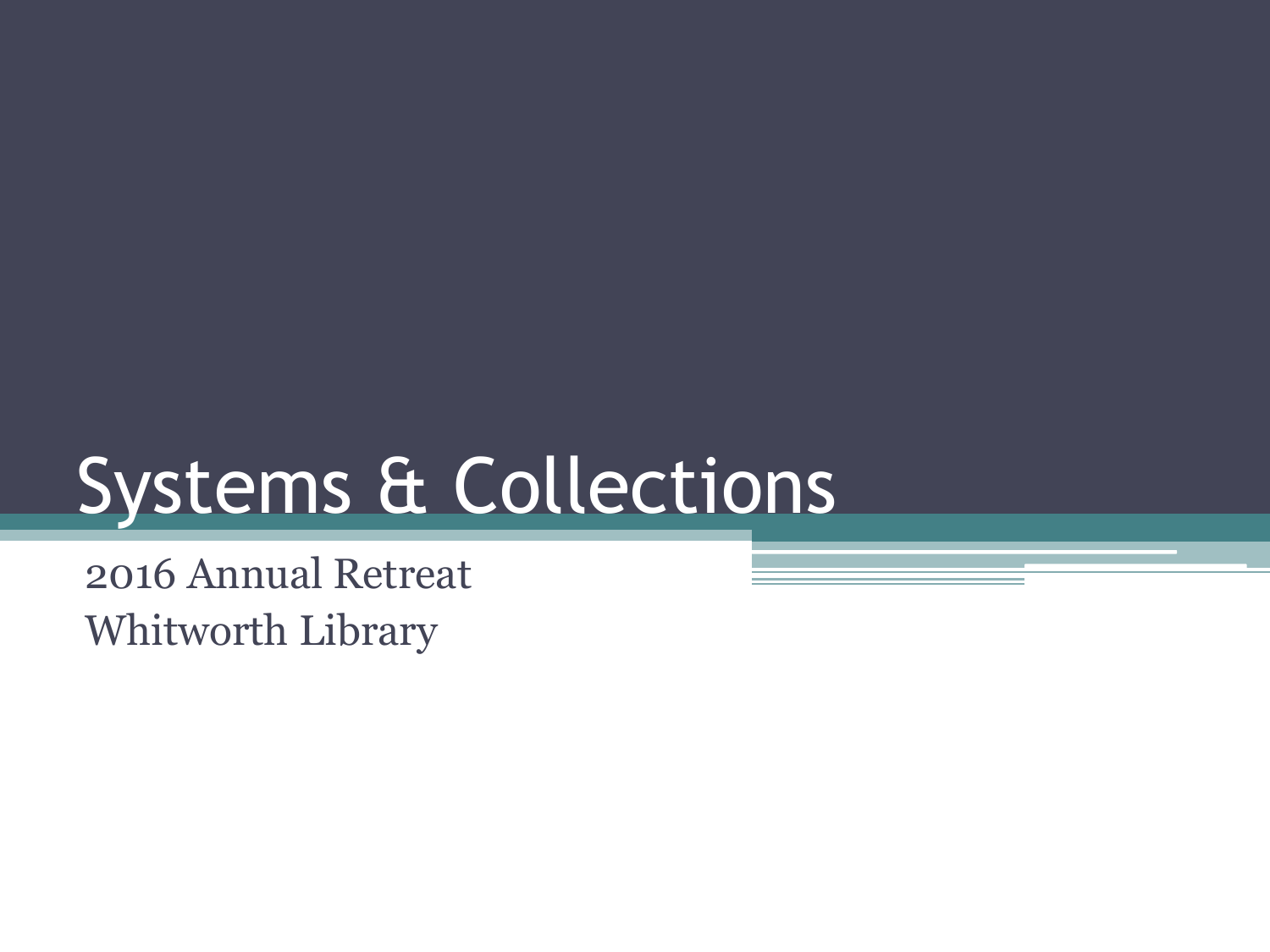# Systems & Collections

2016 Annual Retreat
Whitworth Library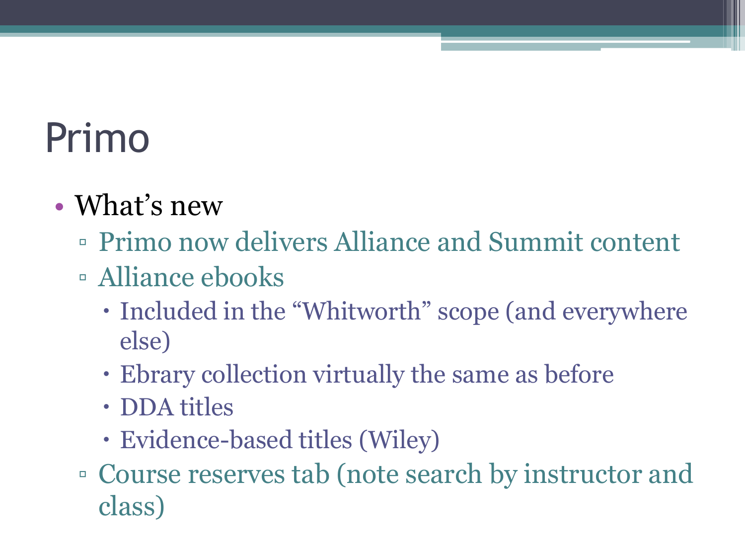# Primo

- What's new
  - Primo now delivers Alliance and Summit content
  - Alliance ebooks
    - Included in the "Whitworth" scope (and everywhere else)
    - Ebrary collection virtually the same as before
    - DDA titles
    - Evidence-based titles (Wiley)
  - Course reserves tab (note search by instructor and class)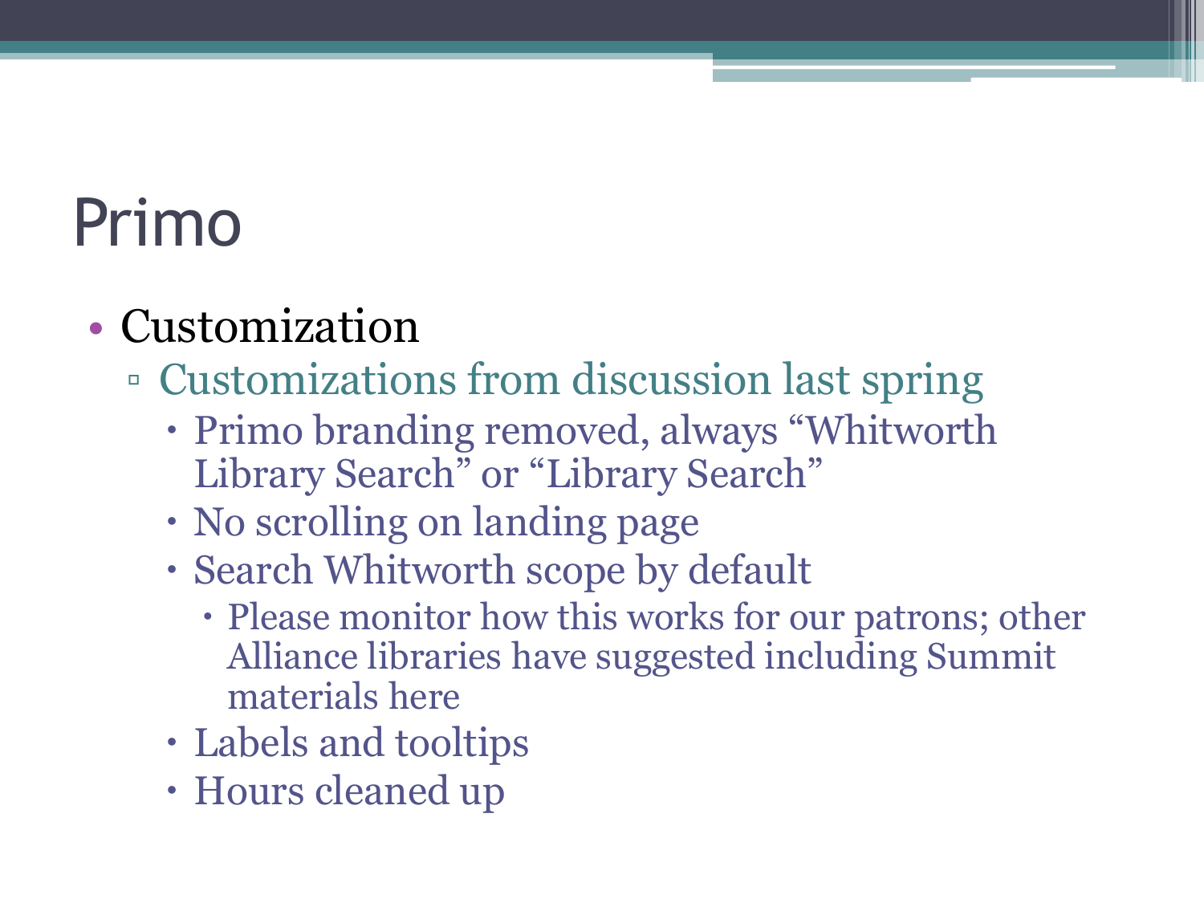# Primo

- Customization
  - Customizations from discussion last spring
    - Primo branding removed, always “Whitworth Library Search” or “Library Search”
    - No scrolling on landing page
    - Search Whitworth scope by default
      - Please monitor how this works for our patrons; other Alliance libraries have suggested including Summit materials here
    - Labels and tooltips
    - Hours cleaned up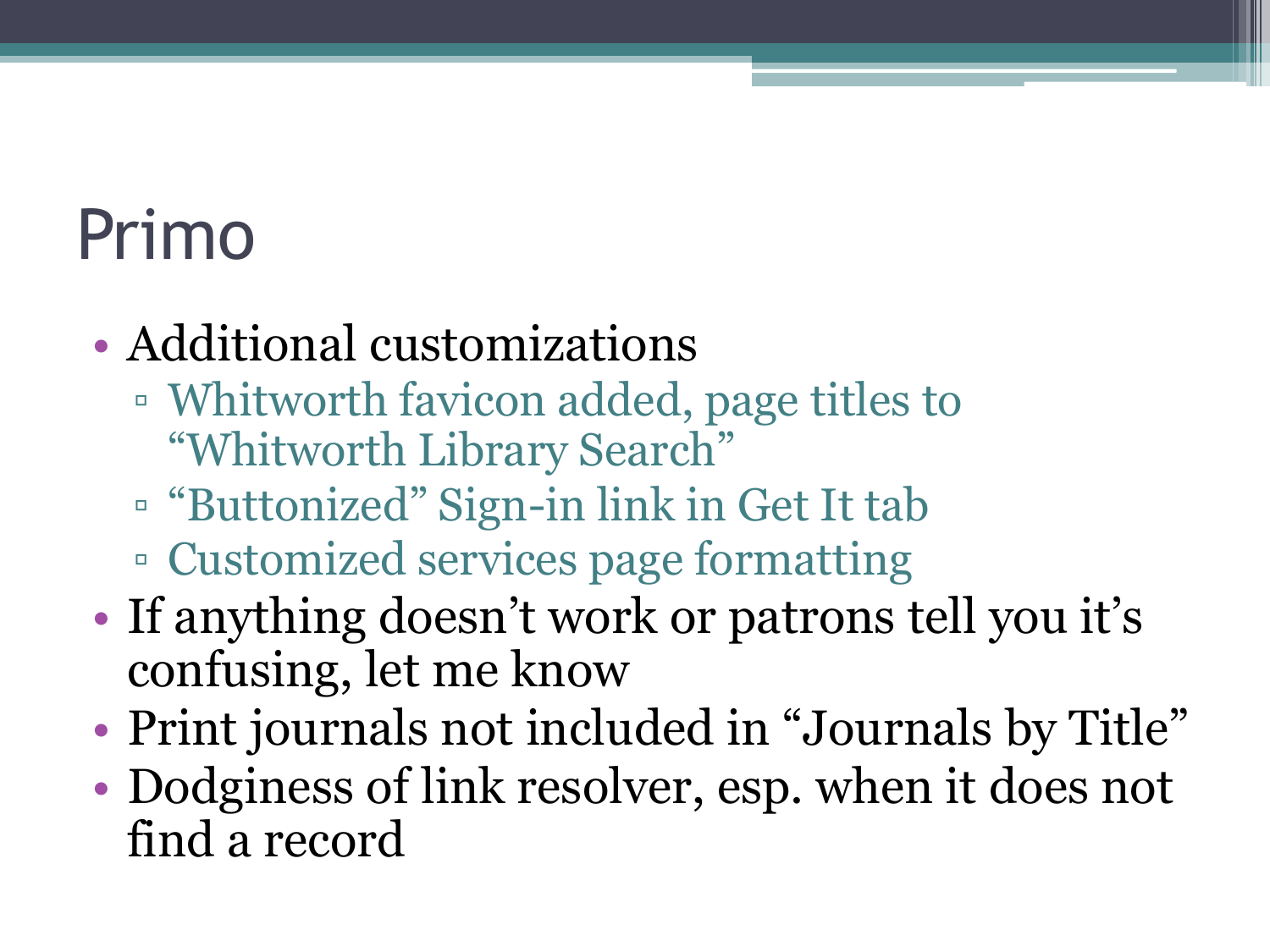# Primo

- Additional customizations
  - Whitworth favicon added, page titles to "Whitworth Library Search"
  - "Buttonized" Sign-in link in Get It tab
  - Customized services page formatting
- If anything doesn't work or patrons tell you it's confusing, let me know
- Print journals not included in "Journals by Title"
- Dodginess of link resolver, esp. when it does not find a record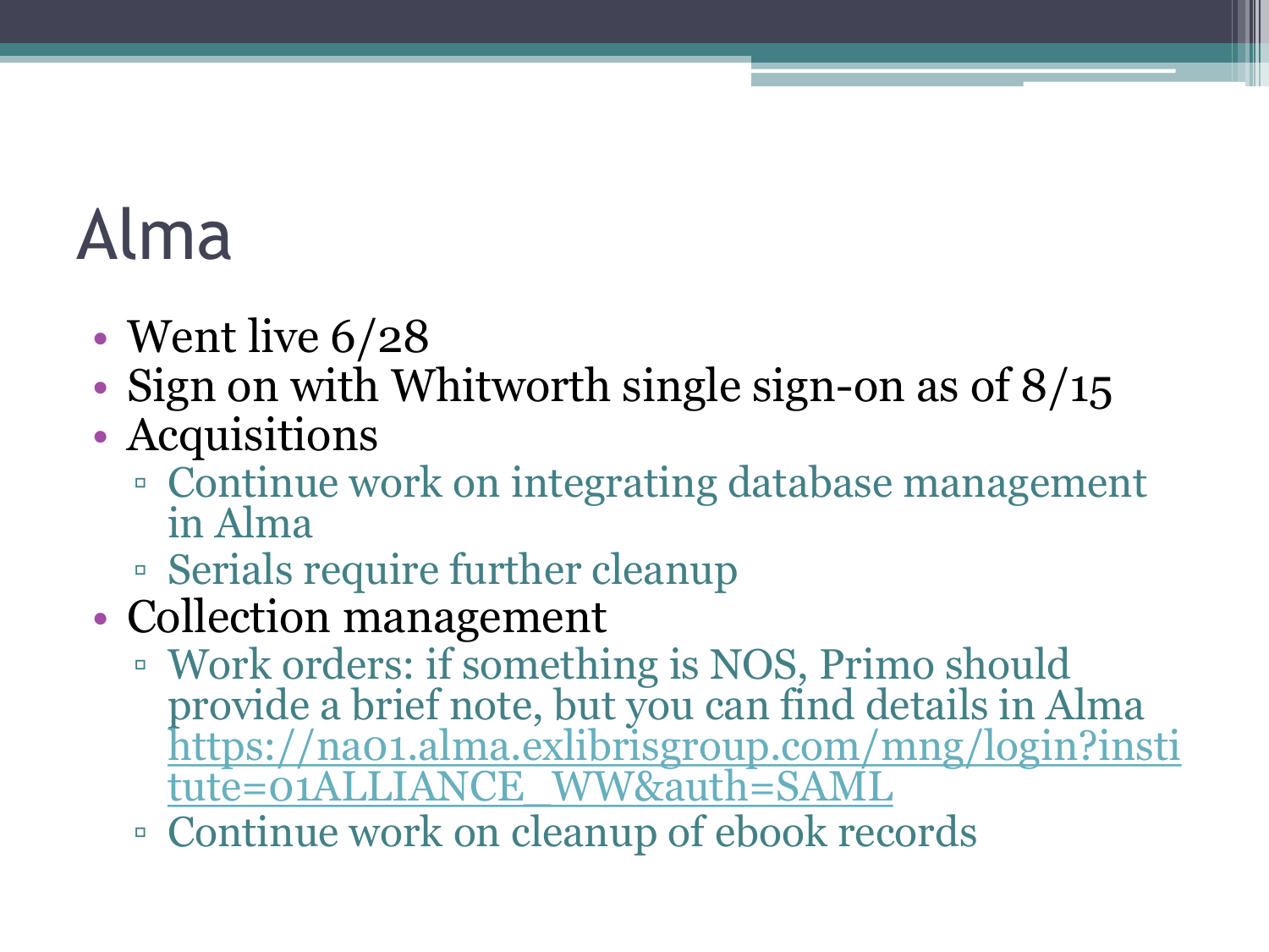# Alma

- Went live 6/28
- Sign on with Whitworth single sign-on as of 8/15
- Acquisitions
  - Continue work on integrating database management in Alma
  - Serials require further cleanup
- Collection management
  - Work orders: if something is NOS, Primo should provide a brief note, but you can find details in Alma https://na01.alma.exlibrisgroup.com/mng/login?institute=01ALLIANCE_WW&auth=SAML
  - Continue work on cleanup of ebook records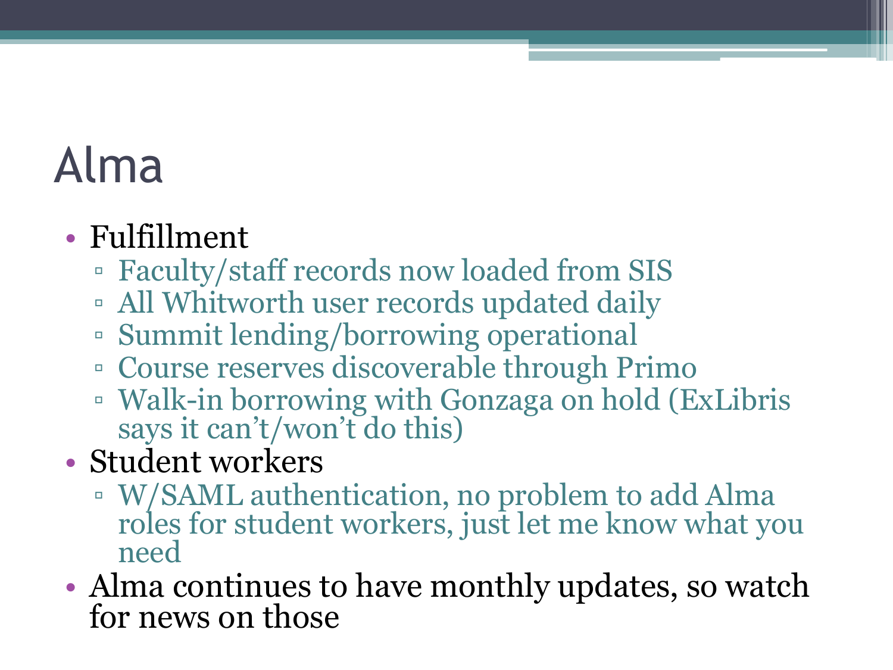# Alma

- Fulfillment
  - Faculty/staff records now loaded from SIS
  - All Whitworth user records updated daily
  - Summit lending/borrowing operational
  - Course reserves discoverable through Primo
  - Walk-in borrowing with Gonzaga on hold (ExLibris says it can't/won't do this)
- Student workers
  - W/SAML authentication, no problem to add Alma roles for student workers, just let me know what you need
- Alma continues to have monthly updates, so watch for news on those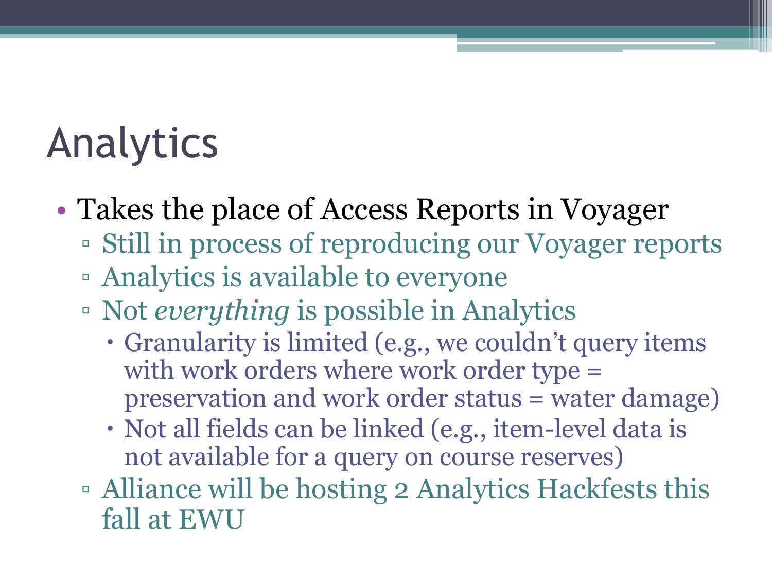# Analytics

- Takes the place of Access Reports in Voyager
  - Still in process of reproducing our Voyager reports
  - Analytics is available to everyone
  - Not *everything* is possible in Analytics
    - Granularity is limited (e.g., we couldn't query items with work orders where work order type = preservation and work order status = water damage)
    - Not all fields can be linked (e.g., item-level data is not available for a query on course reserves)
  - Alliance will be hosting 2 Analytics Hackfests this fall at EWU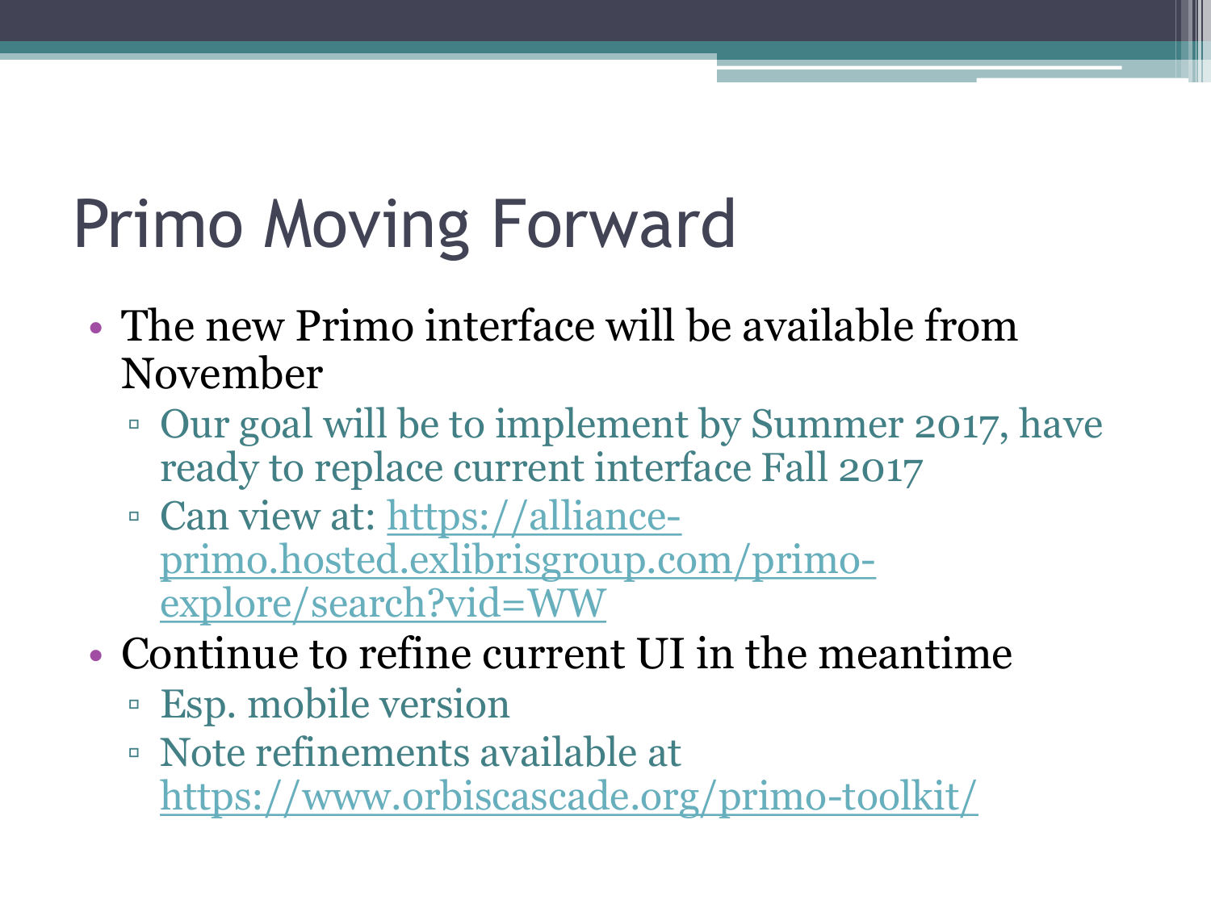# Primo Moving Forward

- The new Primo interface will be available from November
  - Our goal will be to implement by Summer 2017, have ready to replace current interface Fall 2017
  - Can view at: https://alliance-primo.hosted.exlibrisgroup.com/primo-explore/search?vid=WW
- Continue to refine current UI in the meantime
  - Esp. mobile version
  - Note refinements available at https://www.orbiscascade.org/primo-toolkit/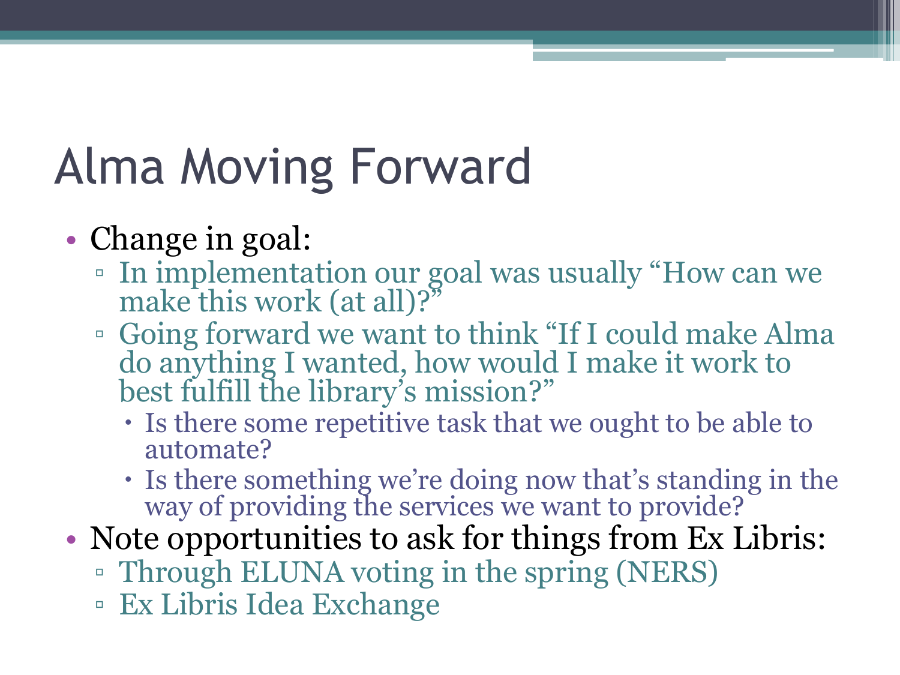# Alma Moving Forward

- Change in goal:
  - In implementation our goal was usually "How can we make this work (at all)?"
  - Going forward we want to think "If I could make Alma do anything I wanted, how would I make it work to best fulfill the library's mission?"
    - Is there some repetitive task that we ought to be able to automate?
    - Is there something we're doing now that's standing in the way of providing the services we want to provide?
- Note opportunities to ask for things from Ex Libris:
  - Through ELUNA voting in the spring (NERS)
  - Ex Libris Idea Exchange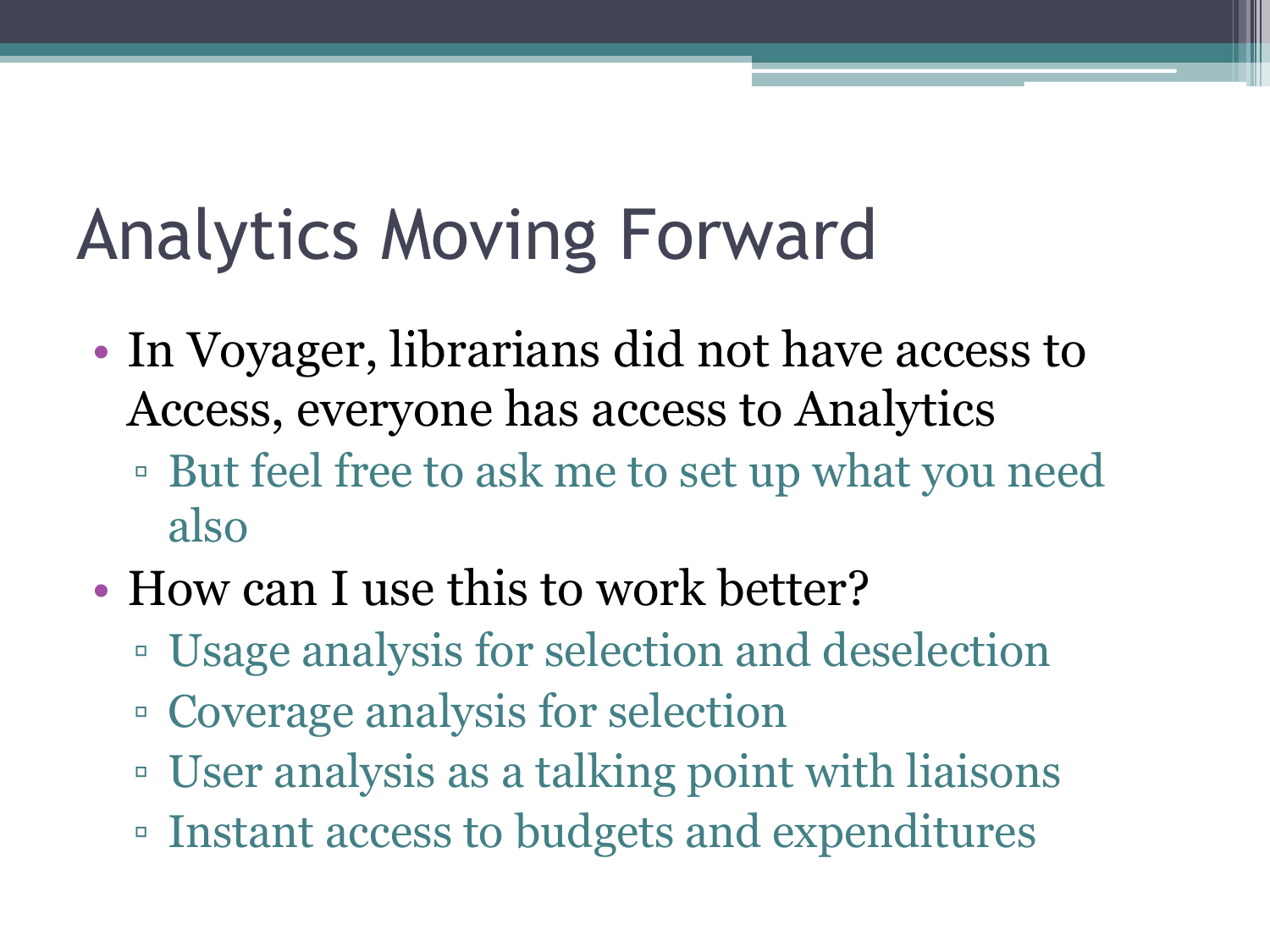# Analytics Moving Forward

- In Voyager, librarians did not have access to Access, everyone has access to Analytics
  - But feel free to ask me to set up what you need also
- How can I use this to work better?
  - Usage analysis for selection and deselection
  - Coverage analysis for selection
  - User analysis as a talking point with liaisons
  - Instant access to budgets and expenditures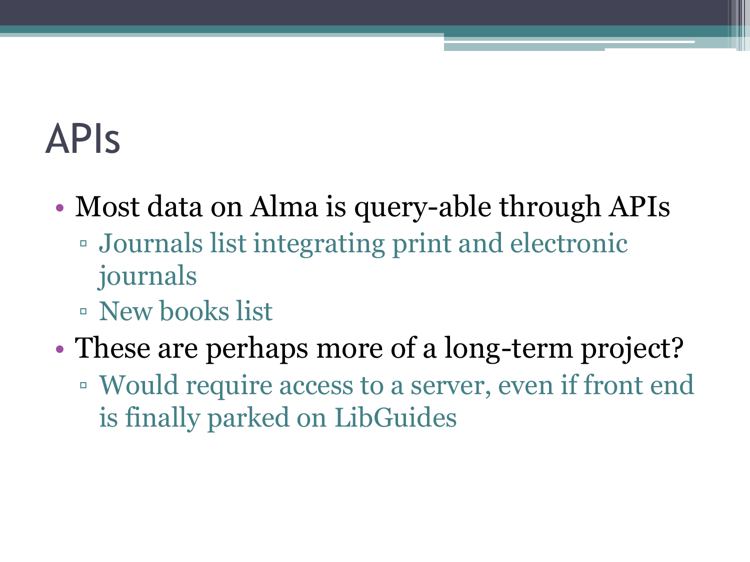# APIs

- Most data on Alma is query-able through APIs
  - Journals list integrating print and electronic journals
  - New books list
- These are perhaps more of a long-term project?
  - Would require access to a server, even if front end is finally parked on LibGuides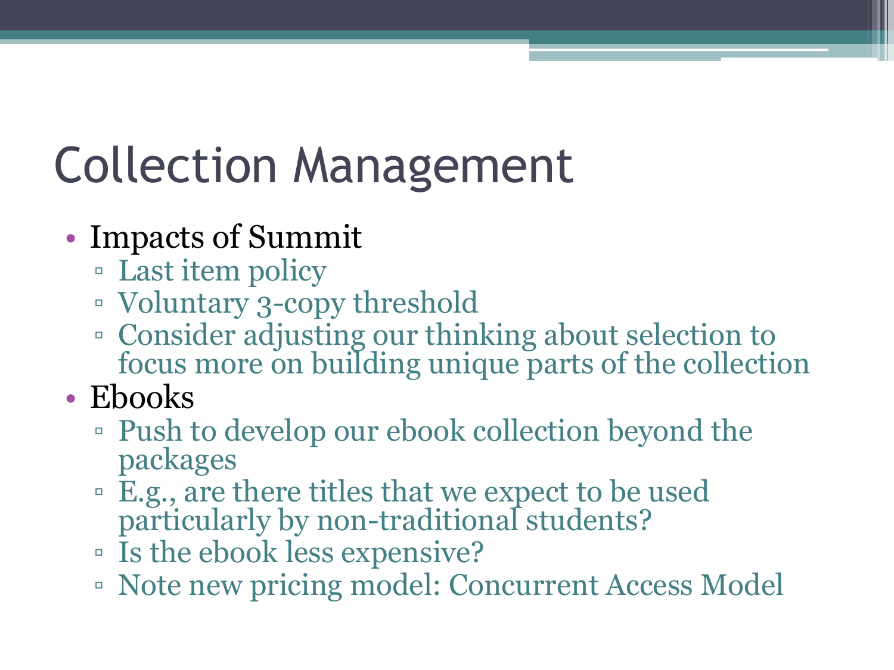# Collection Management

- Impacts of Summit
  - Last item policy
  - Voluntary 3-copy threshold
  - Consider adjusting our thinking about selection to focus more on building unique parts of the collection
- Ebooks
  - Push to develop our ebook collection beyond the packages
  - E.g., are there titles that we expect to be used particularly by non-traditional students?
  - Is the ebook less expensive?
  - Note new pricing model: Concurrent Access Model